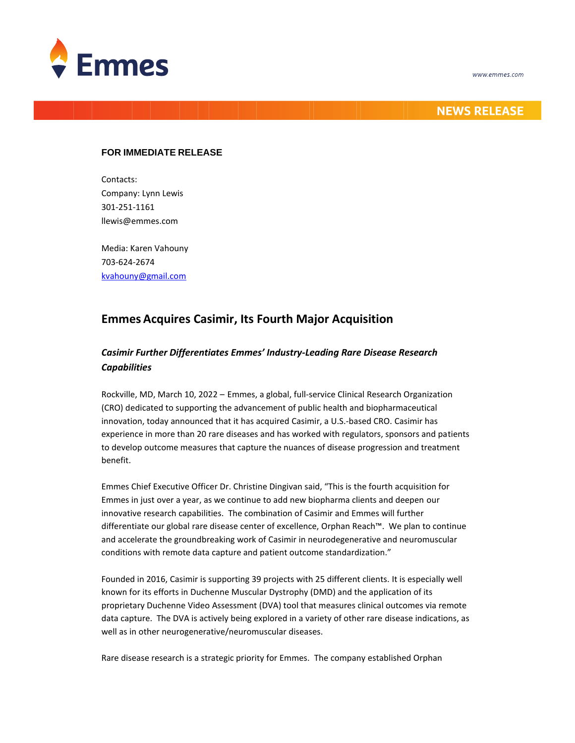www.emmes.com

**NEWS RELEASE**

**FOR IMMEDIATE RELEASE**

Contacts:
Company: Lynn Lewis
301-251-1161
llewis@emmes.com

Media: Karen Vahouny
703-624-2674
kvahouny@gmail.com

## Emmes Acquires Casimir, Its Fourth Major Acquisition

### *Casimir Further Differentiates Emmes' Industry-Leading Rare Disease Research Capabilities*

Rockville, MD, March 10, 2022 – Emmes, a global, full-service Clinical Research Organization (CRO) dedicated to supporting the advancement of public health and biopharmaceutical innovation, today announced that it has acquired Casimir, a U.S.-based CRO. Casimir has experience in more than 20 rare diseases and has worked with regulators, sponsors and patients to develop outcome measures that capture the nuances of disease progression and treatment benefit.

Emmes Chief Executive Officer Dr. Christine Dingivan said, "This is the fourth acquisition for Emmes in just over a year, as we continue to add new biopharma clients and deepen our innovative research capabilities. The combination of Casimir and Emmes will further differentiate our global rare disease center of excellence, Orphan Reach™. We plan to continue and accelerate the groundbreaking work of Casimir in neurodegenerative and neuromuscular conditions with remote data capture and patient outcome standardization."

Founded in 2016, Casimir is supporting 39 projects with 25 different clients. It is especially well known for its efforts in Duchenne Muscular Dystrophy (DMD) and the application of its proprietary Duchenne Video Assessment (DVA) tool that measures clinical outcomes via remote data capture. The DVA is actively being explored in a variety of other rare disease indications, as well as in other neurogenerative/neuromuscular diseases.

Rare disease research is a strategic priority for Emmes. The company established Orphan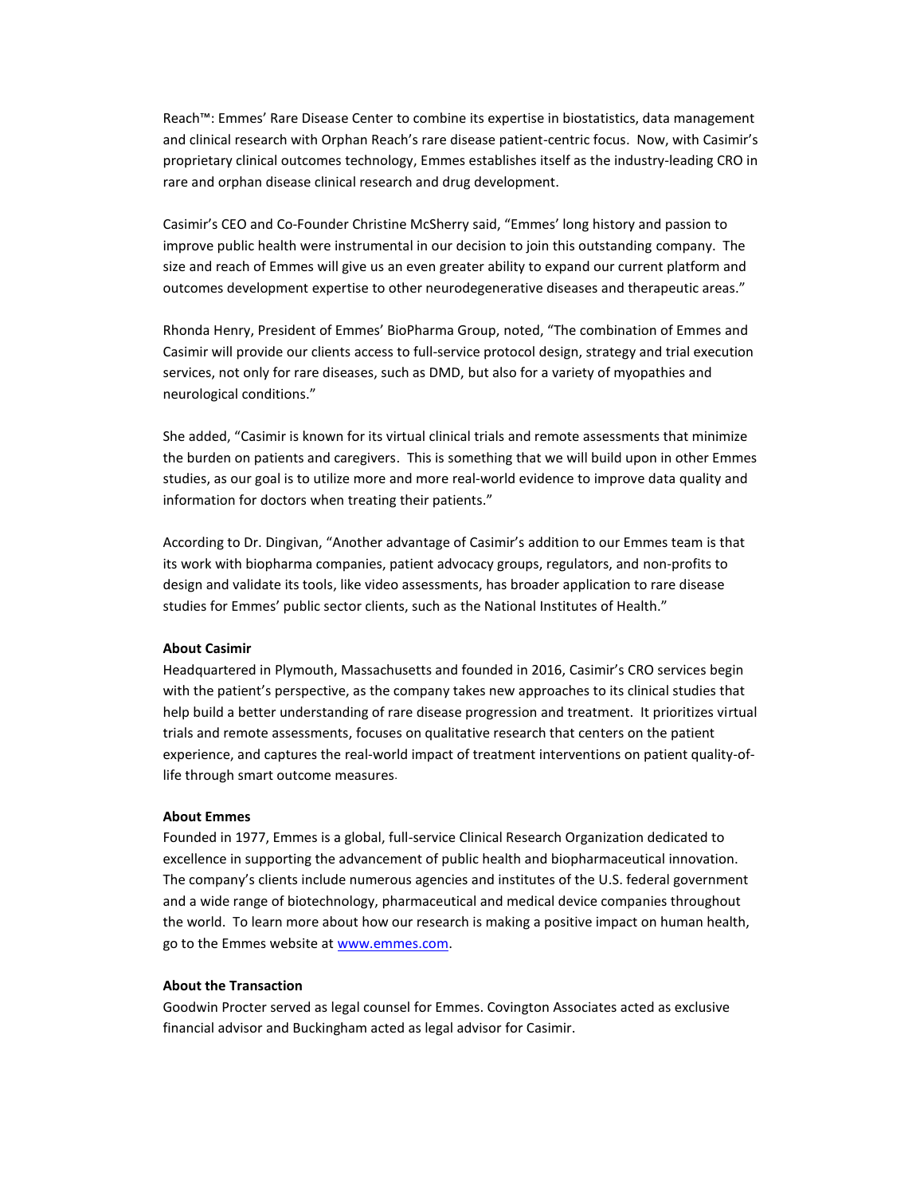Reach™: Emmes' Rare Disease Center to combine its expertise in biostatistics, data management and clinical research with Orphan Reach's rare disease patient-centric focus. Now, with Casimir's proprietary clinical outcomes technology, Emmes establishes itself as the industry-leading CRO in rare and orphan disease clinical research and drug development.

Casimir's CEO and Co-Founder Christine McSherry said, "Emmes' long history and passion to improve public health were instrumental in our decision to join this outstanding company. The size and reach of Emmes will give us an even greater ability to expand our current platform and outcomes development expertise to other neurodegenerative diseases and therapeutic areas."

Rhonda Henry, President of Emmes' BioPharma Group, noted, "The combination of Emmes and Casimir will provide our clients access to full-service protocol design, strategy and trial execution services, not only for rare diseases, such as DMD, but also for a variety of myopathies and neurological conditions."

She added, "Casimir is known for its virtual clinical trials and remote assessments that minimize the burden on patients and caregivers. This is something that we will build upon in other Emmes studies, as our goal is to utilize more and more real-world evidence to improve data quality and information for doctors when treating their patients."

According to Dr. Dingivan, "Another advantage of Casimir's addition to our Emmes team is that its work with biopharma companies, patient advocacy groups, regulators, and non-profits to design and validate its tools, like video assessments, has broader application to rare disease studies for Emmes' public sector clients, such as the National Institutes of Health."

**About Casimir**

Headquartered in Plymouth, Massachusetts and founded in 2016, Casimir's CRO services begin with the patient's perspective, as the company takes new approaches to its clinical studies that help build a better understanding of rare disease progression and treatment. It prioritizes virtual trials and remote assessments, focuses on qualitative research that centers on the patient experience, and captures the real-world impact of treatment interventions on patient quality-of-life through smart outcome measures.

**About Emmes**

Founded in 1977, Emmes is a global, full-service Clinical Research Organization dedicated to excellence in supporting the advancement of public health and biopharmaceutical innovation. The company's clients include numerous agencies and institutes of the U.S. federal government and a wide range of biotechnology, pharmaceutical and medical device companies throughout the world. To learn more about how our research is making a positive impact on human health, go to the Emmes website at www.emmes.com.

**About the Transaction**

Goodwin Procter served as legal counsel for Emmes. Covington Associates acted as exclusive financial advisor and Buckingham acted as legal advisor for Casimir.